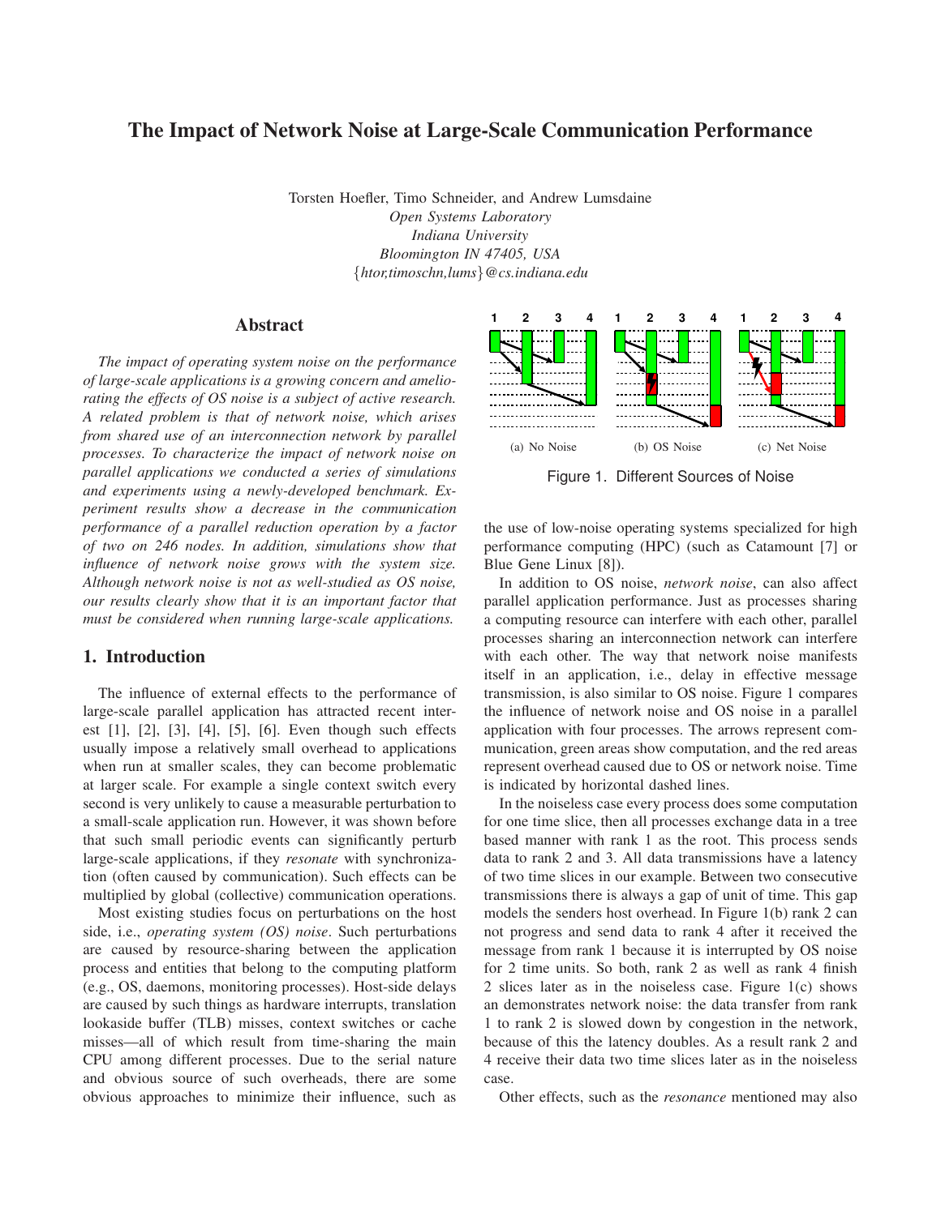# The Impact of Network Noise at Large-Scale Communication Performance

Torsten Hoefler, Timo Schneider, and Andrew Lumsdaine
*Open Systems Laboratory*
*Indiana University*
*Bloomington IN 47405, USA*
{*htor,timoschn,lums*}*@cs.indiana.edu*

## Abstract

*The impact of operating system noise on the performance of large-scale applications is a growing concern and ameliorating the effects of OS noise is a subject of active research. A related problem is that of network noise, which arises from shared use of an interconnection network by parallel processes. To characterize the impact of network noise on parallel applications we conducted a series of simulations and experiments using a newly-developed benchmark. Experiment results show a decrease in the communication performance of a parallel reduction operation by a factor of two on 246 nodes. In addition, simulations show that influence of network noise grows with the system size. Although network noise is not as well-studied as OS noise, our results clearly show that it is an important factor that must be considered when running large-scale applications.*

## 1. Introduction

The influence of external effects to the performance of large-scale parallel application has attracted recent interest [1], [2], [3], [4], [5], [6]. Even though such effects usually impose a relatively small overhead to applications when run at smaller scales, they can become problematic at larger scale. For example a single context switch every second is very unlikely to cause a measurable perturbation to a small-scale application run. However, it was shown before that such small periodic events can significantly perturb large-scale applications, if they *resonate* with synchronization (often caused by communication). Such effects can be multiplied by global (collective) communication operations.

Most existing studies focus on perturbations on the host side, i.e., *operating system (OS) noise*. Such perturbations are caused by resource-sharing between the application process and entities that belong to the computing platform (e.g., OS, daemons, monitoring processes). Host-side delays are caused by such things as hardware interrupts, translation lookaside buffer (TLB) misses, context switches or cache misses—all of which result from time-sharing the main CPU among different processes. Due to the serial nature and obvious source of such overheads, there are some obvious approaches to minimize their influence, such as the use of low-noise operating systems specialized for high performance computing (HPC) (such as Catamount [7] or Blue Gene Linux [8]).

1 2 3 4 1 2 3 4 1 2 3 4

(a) No Noise (b) OS Noise (c) Net Noise

Figure 1. Different Sources of Noise

In addition to OS noise, *network noise*, can also affect parallel application performance. Just as processes sharing a computing resource can interfere with each other, parallel processes sharing an interconnection network can interfere with each other. The way that network noise manifests itself in an application, i.e., delay in effective message transmission, is also similar to OS noise. Figure 1 compares the influence of network noise and OS noise in a parallel application with four processes. The arrows represent communication, green areas show computation, and the red areas represent overhead caused due to OS or network noise. Time is indicated by horizontal dashed lines.

In the noiseless case every process does some computation for one time slice, then all processes exchange data in a tree based manner with rank 1 as the root. This process sends data to rank 2 and 3. All data transmissions have a latency of two time slices in our example. Between two consecutive transmissions there is always a gap of unit of time. This gap models the senders host overhead. In Figure 1(b) rank 2 can not progress and send data to rank 4 after it received the message from rank 1 because it is interrupted by OS noise for 2 time units. So both, rank 2 as well as rank 4 finish 2 slices later as in the noiseless case. Figure 1(c) shows an demonstrates network noise: the data transfer from rank 1 to rank 2 is slowed down by congestion in the network, because of this the latency doubles. As a result rank 2 and 4 receive their data two time slices later as in the noiseless case.

Other effects, such as the *resonance* mentioned may also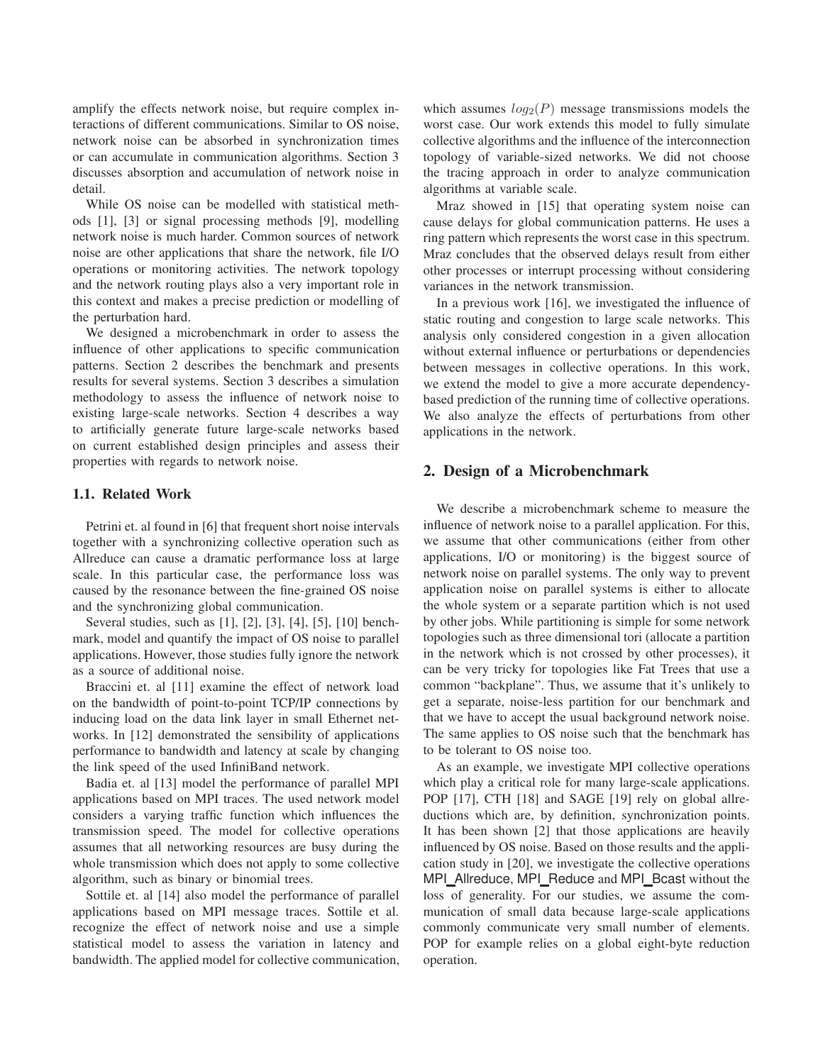amplify the effects network noise, but require complex interactions of different communications. Similar to OS noise, network noise can be absorbed in synchronization times or can accumulate in communication algorithms. Section 3 discusses absorption and accumulation of network noise in detail.

While OS noise can be modelled with statistical methods [1], [3] or signal processing methods [9], modelling network noise is much harder. Common sources of network noise are other applications that share the network, file I/O operations or monitoring activities. The network topology and the network routing plays also a very important role in this context and makes a precise prediction or modelling of the perturbation hard.

We designed a microbenchmark in order to assess the influence of other applications to specific communication patterns. Section 2 describes the benchmark and presents results for several systems. Section 3 describes a simulation methodology to assess the influence of network noise to existing large-scale networks. Section 4 describes a way to artificially generate future large-scale networks based on current established design principles and assess their properties with regards to network noise.

### 1.1. Related Work

Petrini et. al found in [6] that frequent short noise intervals together with a synchronizing collective operation such as Allreduce can cause a dramatic performance loss at large scale. In this particular case, the performance loss was caused by the resonance between the fine-grained OS noise and the synchronizing global communication.

Several studies, such as [1], [2], [3], [4], [5], [10] benchmark, model and quantify the impact of OS noise to parallel applications. However, those studies fully ignore the network as a source of additional noise.

Braccini et. al [11] examine the effect of network load on the bandwidth of point-to-point TCP/IP connections by inducing load on the data link layer in small Ethernet networks. In [12] demonstrated the sensibility of applications performance to bandwidth and latency at scale by changing the link speed of the used InfiniBand network.

Badia et. al [13] model the performance of parallel MPI applications based on MPI traces. The used network model considers a varying traffic function which influences the transmission speed. The model for collective operations assumes that all networking resources are busy during the whole transmission which does not apply to some collective algorithm, such as binary or binomial trees.

Sottile et. al [14] also model the performance of parallel applications based on MPI message traces. Sottile et al. recognize the effect of network noise and use a simple statistical model to assess the variation in latency and bandwidth. The applied model for collective communication, which assumes $log_2(P)$ message transmissions models the worst case. Our work extends this model to fully simulate collective algorithms and the influence of the interconnection topology of variable-sized networks. We did not choose the tracing approach in order to analyze communication algorithms at variable scale.

Mraz showed in [15] that operating system noise can cause delays for global communication patterns. He uses a ring pattern which represents the worst case in this spectrum. Mraz concludes that the observed delays result from either other processes or interrupt processing without considering variances in the network transmission.

In a previous work [16], we investigated the influence of static routing and congestion to large scale networks. This analysis only considered congestion in a given allocation without external influence or perturbations or dependencies between messages in collective operations. In this work, we extend the model to give a more accurate dependency-based prediction of the running time of collective operations. We also analyze the effects of perturbations from other applications in the network.

## 2. Design of a Microbenchmark

We describe a microbenchmark scheme to measure the influence of network noise to a parallel application. For this, we assume that other communications (either from other applications, I/O or monitoring) is the biggest source of network noise on parallel systems. The only way to prevent application noise on parallel systems is either to allocate the whole system or a separate partition which is not used by other jobs. While partitioning is simple for some network topologies such as three dimensional tori (allocate a partition in the network which is not crossed by other processes), it can be very tricky for topologies like Fat Trees that use a common "backplane". Thus, we assume that it's unlikely to get a separate, noise-less partition for our benchmark and that we have to accept the usual background network noise. The same applies to OS noise such that the benchmark has to be tolerant to OS noise too.

As an example, we investigate MPI collective operations which play a critical role for many large-scale applications. POP [17], CTH [18] and SAGE [19] rely on global allreductions which are, by definition, synchronization points. It has been shown [2] that those applications are heavily influenced by OS noise. Based on those results and the application study in [20], we investigate the collective operations MPI_Allreduce, MPI_Reduce and MPI_Bcast without the loss of generality. For our studies, we assume the communication of small data because large-scale applications commonly communicate very small number of elements. POP for example relies on a global eight-byte reduction operation.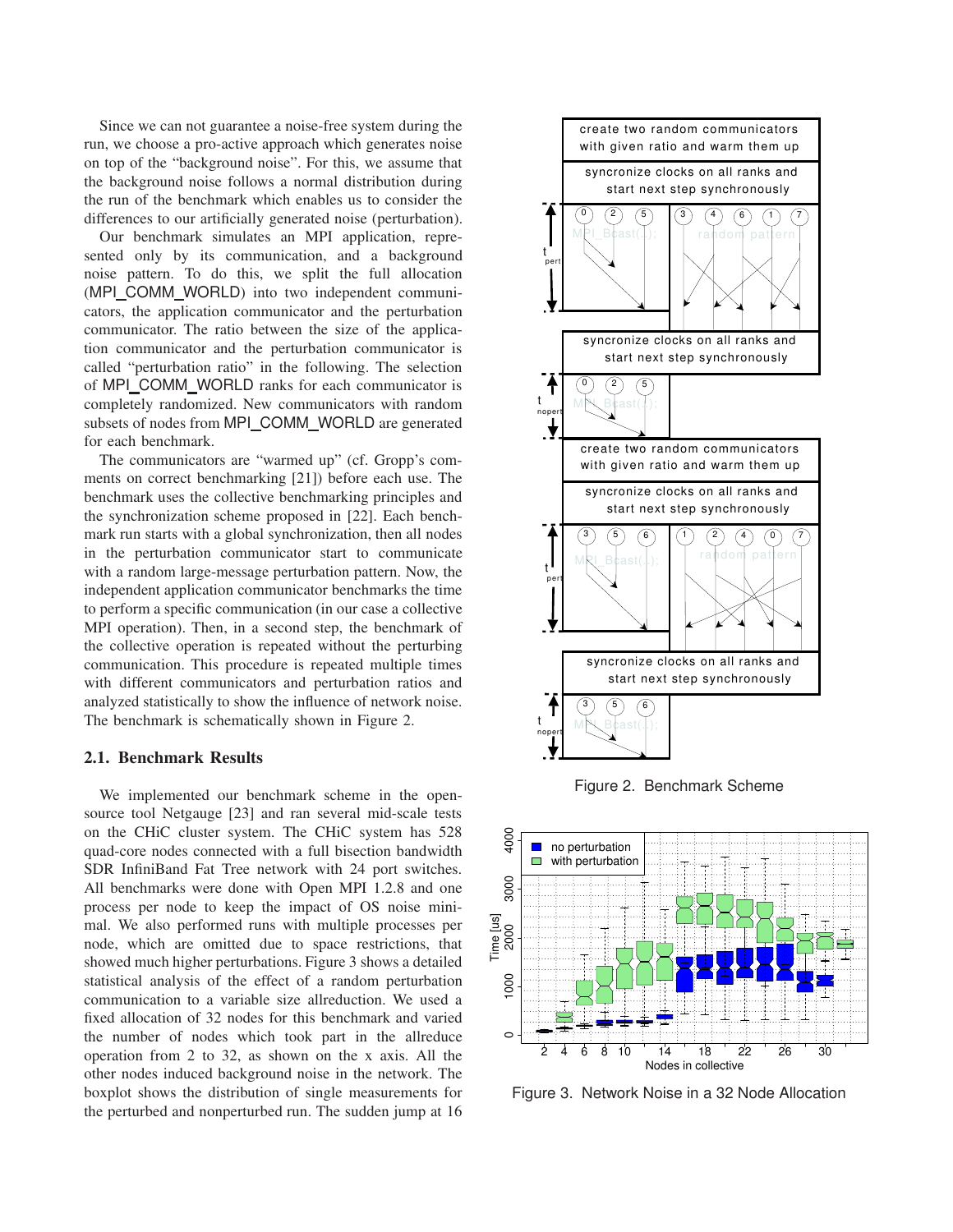Since we can not guarantee a noise-free system during the run, we choose a pro-active approach which generates noise on top of the "background noise". For this, we assume that the background noise follows a normal distribution during the run of the benchmark which enables us to consider the differences to our artificially generated noise (perturbation).

Our benchmark simulates an MPI application, represented only by its communication, and a background noise pattern. To do this, we split the full allocation (MPI_COMM_WORLD) into two independent communicators, the application communicator and the perturbation communicator. The ratio between the size of the application communicator and the perturbation communicator is called "perturbation ratio" in the following. The selection of MPI_COMM_WORLD ranks for each communicator is completely randomized. New communicators with random subsets of nodes from MPI_COMM_WORLD are generated for each benchmark.

The communicators are "warmed up" (cf. Gropp's comments on correct benchmarking [21]) before each use. The benchmark uses the collective benchmarking principles and the synchronization scheme proposed in [22]. Each benchmark run starts with a global synchronization, then all nodes in the perturbation communicator start to communicate with a random large-message perturbation pattern. Now, the independent application communicator benchmarks the time to perform a specific communication (in our case a collective MPI operation). Then, in a second step, the benchmark of the collective operation is repeated without the perturbing communication. This procedure is repeated multiple times with different communicators and perturbation ratios and analyzed statistically to show the influence of network noise. The benchmark is schematically shown in Figure 2.

Figure 2. Benchmark Scheme

### 2.1. Benchmark Results

We implemented our benchmark scheme in the open-source tool Netgauge [23] and ran several mid-scale tests on the CHiC cluster system. The CHiC system has 528 quad-core nodes connected with a full bisection bandwidth SDR InfiniBand Fat Tree network with 24 port switches. All benchmarks were done with Open MPI 1.2.8 and one process per node to keep the impact of OS noise minimal. We also performed runs with multiple processes per node, which are omitted due to space restrictions, that showed much higher perturbations. Figure 3 shows a detailed statistical analysis of the effect of a random perturbation communication to a variable size allreduction. We used a fixed allocation of 32 nodes for this benchmark and varied the number of nodes which took part in the allreduce operation from 2 to 32, as shown on the x axis. All the other nodes induced background noise in the network. The boxplot shows the distribution of single measurements for the perturbed and nonperturbed run. The sudden jump at 16

Figure 3. Network Noise in a 32 Node Allocation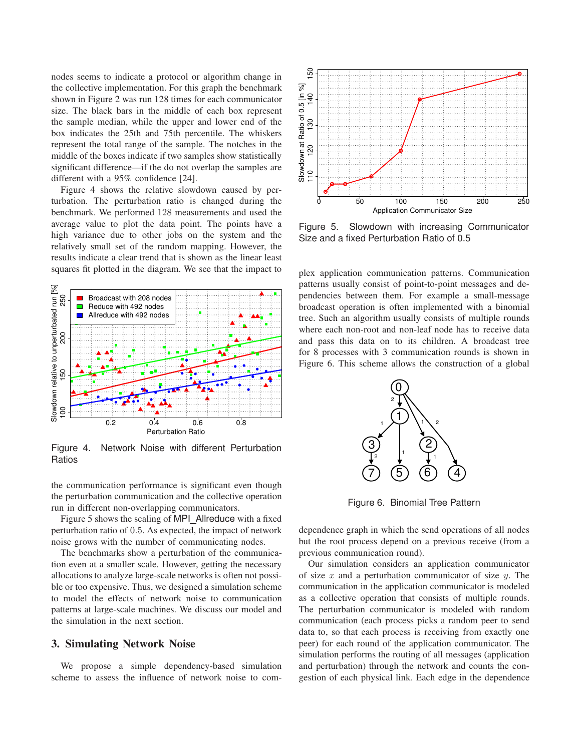nodes seems to indicate a protocol or algorithm change in the collective implementation. For this graph the benchmark shown in Figure 2 was run 128 times for each communicator size. The black bars in the middle of each box represent the sample median, while the upper and lower end of the box indicates the 25th and 75th percentile. The whiskers represent the total range of the sample. The notches in the middle of the boxes indicate if two samples show statistically significant difference—if the do not overlap the samples are different with a 95% confidence [24].

Figure 4 shows the relative slowdown caused by perturbation. The perturbation ratio is changed during the benchmark. We performed 128 measurements and used the average value to plot the data point. The points have a high variance due to other jobs on the system and the relatively small set of the random mapping. However, the results indicate a clear trend that is shown as the linear least squares fit plotted in the diagram. We see that the impact to the communication performance is significant even though the perturbation communication and the collective operation run in different non-overlapping communicators.

Figure 4. Network Noise with different Perturbation Ratios

Figure 5 shows the scaling of MPI_Allreduce with a fixed perturbation ratio of 0.5. As expected, the impact of network noise grows with the number of communicating nodes.

The benchmarks show a perturbation of the communication even at a smaller scale. However, getting the necessary allocations to analyze large-scale networks is often not possible or too expensive. Thus, we designed a simulation scheme to model the effects of network noise to communication patterns at large-scale machines. We discuss our model and the simulation in the next section.

## 3. Simulating Network Noise

We propose a simple dependency-based simulation scheme to assess the influence of network noise to complex application communication patterns. Communication patterns usually consist of point-to-point messages and dependencies between them. For example a small-message broadcast operation is often implemented with a binomial tree. Such an algorithm usually consists of multiple rounds where each non-root and non-leaf node has to receive data and pass this data on to its children. A broadcast tree for 8 processes with 3 communication rounds is shown in Figure 6. This scheme allows the construction of a global dependence graph in which the send operations of all nodes but the root process depend on a previous receive (from a previous communication round).

Figure 5. Slowdown with increasing Communicator Size and a fixed Perturbation Ratio of 0.5

Figure 6. Binomial Tree Pattern

Our simulation considers an application communicator of size $x$ and a perturbation communicator of size $y$. The communication in the application communicator is modeled as a collective operation that consists of multiple rounds. The perturbation communicator is modeled with random communication (each process picks a random peer to send data to, so that each process is receiving from exactly one peer) for each round of the application communicator. The simulation performs the routing of all messages (application and perturbation) through the network and counts the congestion of each physical link. Each edge in the dependence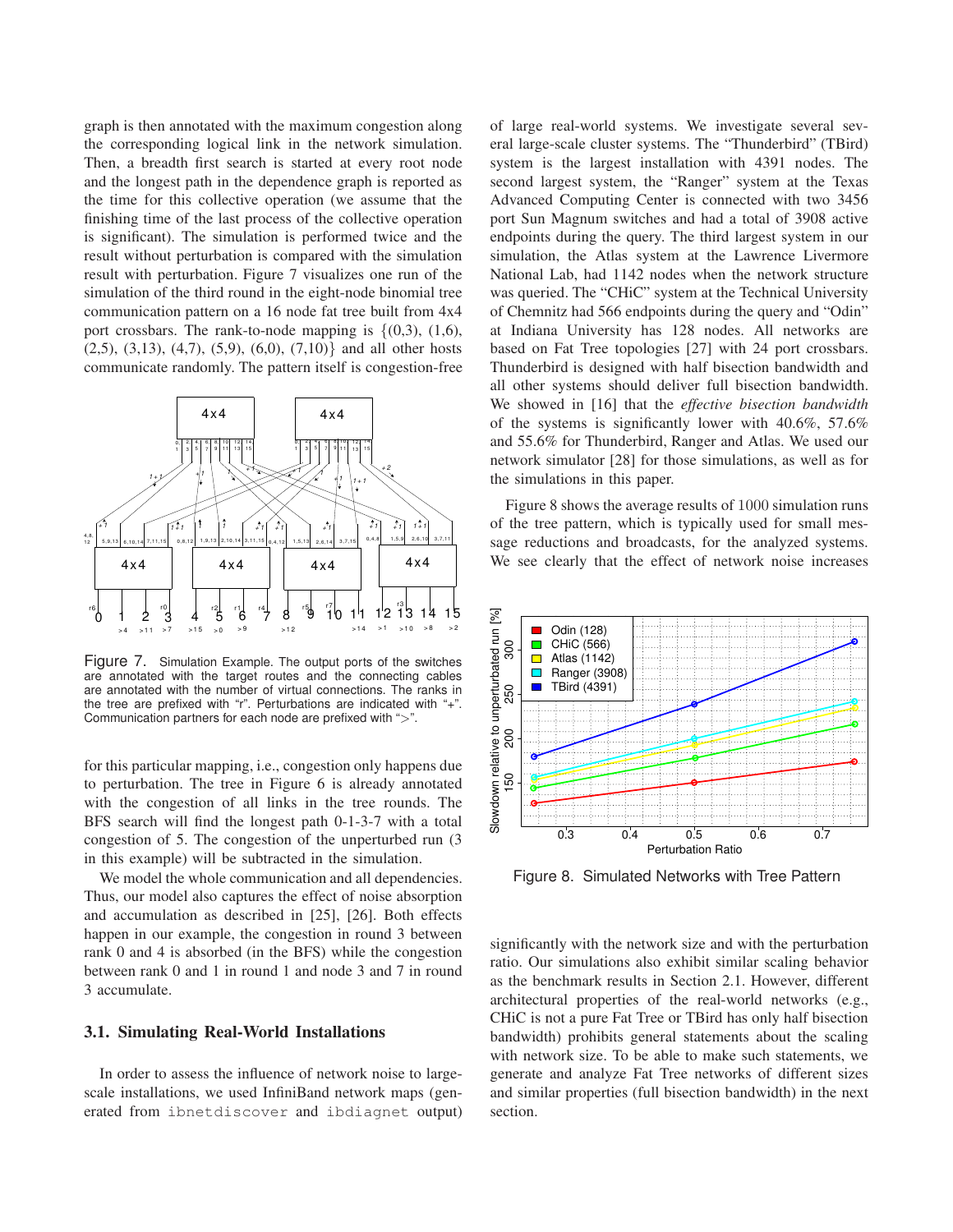graph is then annotated with the maximum congestion along the corresponding logical link in the network simulation. Then, a breadth first search is started at every root node and the longest path in the dependence graph is reported as the time for this collective operation (we assume that the finishing time of the last process of the collective operation is significant). The simulation is performed twice and the result without perturbation is compared with the simulation result with perturbation. Figure 7 visualizes one run of the simulation of the third round in the eight-node binomial tree communication pattern on a 16 node fat tree built from 4x4 port crossbars. The rank-to-node mapping is {(0,3), (1,6), (2,5), (3,13), (4,7), (5,9), (6,0), (7,10)} and all other hosts communicate randomly. The pattern itself is congestion-free

Figure 7. Simulation Example. The output ports of the switches are annotated with the target routes and the connecting cables are annotated with the number of virtual connections. The ranks in the tree are prefixed with "r". Perturbations are indicated with "+". Communication partners for each node are prefixed with ">".

for this particular mapping, i.e., congestion only happens due to perturbation. The tree in Figure 6 is already annotated with the congestion of all links in the tree rounds. The BFS search will find the longest path 0-1-3-7 with a total congestion of 5. The congestion of the unperturbed run (3 in this example) will be subtracted in the simulation.

We model the whole communication and all dependencies. Thus, our model also captures the effect of noise absorption and accumulation as described in [25], [26]. Both effects happen in our example, the congestion in round 3 between rank 0 and 4 is absorbed (in the BFS) while the congestion between rank 0 and 1 in round 1 and node 3 and 7 in round 3 accumulate.

### 3.1. Simulating Real-World Installations

In order to assess the influence of network noise to large-scale installations, we used InfiniBand network maps (generated from `ibnetdiscover` and `ibdiagnet` output) of large real-world systems. We investigate several several large-scale cluster systems. The "Thunderbird" (TBird) system is the largest installation with 4391 nodes. The second largest system, the "Ranger" system at the Texas Advanced Computing Center is connected with two 3456 port Sun Magnum switches and had a total of 3908 active endpoints during the query. The third largest system in our simulation, the Atlas system at the Lawrence Livermore National Lab, had 1142 nodes when the network structure was queried. The "CHiC" system at the Technical University of Chemnitz had 566 endpoints during the query and "Odin" at Indiana University has 128 nodes. All networks are based on Fat Tree topologies [27] with 24 port crossbars. Thunderbird is designed with half bisection bandwidth and all other systems should deliver full bisection bandwidth. We showed in [16] that the *effective bisection bandwidth* of the systems is significantly lower with 40.6%, 57.6% and 55.6% for Thunderbird, Ranger and Atlas. We used our network simulator [28] for those simulations, as well as for the simulations in this paper.

Figure 8 shows the average results of 1000 simulation runs of the tree pattern, which is typically used for small message reductions and broadcasts, for the analyzed systems. We see clearly that the effect of network noise increases

Figure 8. Simulated Networks with Tree Pattern

significantly with the network size and with the perturbation ratio. Our simulations also exhibit similar scaling behavior as the benchmark results in Section 2.1. However, different architectural properties of the real-world networks (e.g., CHiC is not a pure Fat Tree or TBird has only half bisection bandwidth) prohibits general statements about the scaling with network size. To be able to make such statements, we generate and analyze Fat Tree networks of different sizes and similar properties (full bisection bandwidth) in the next section.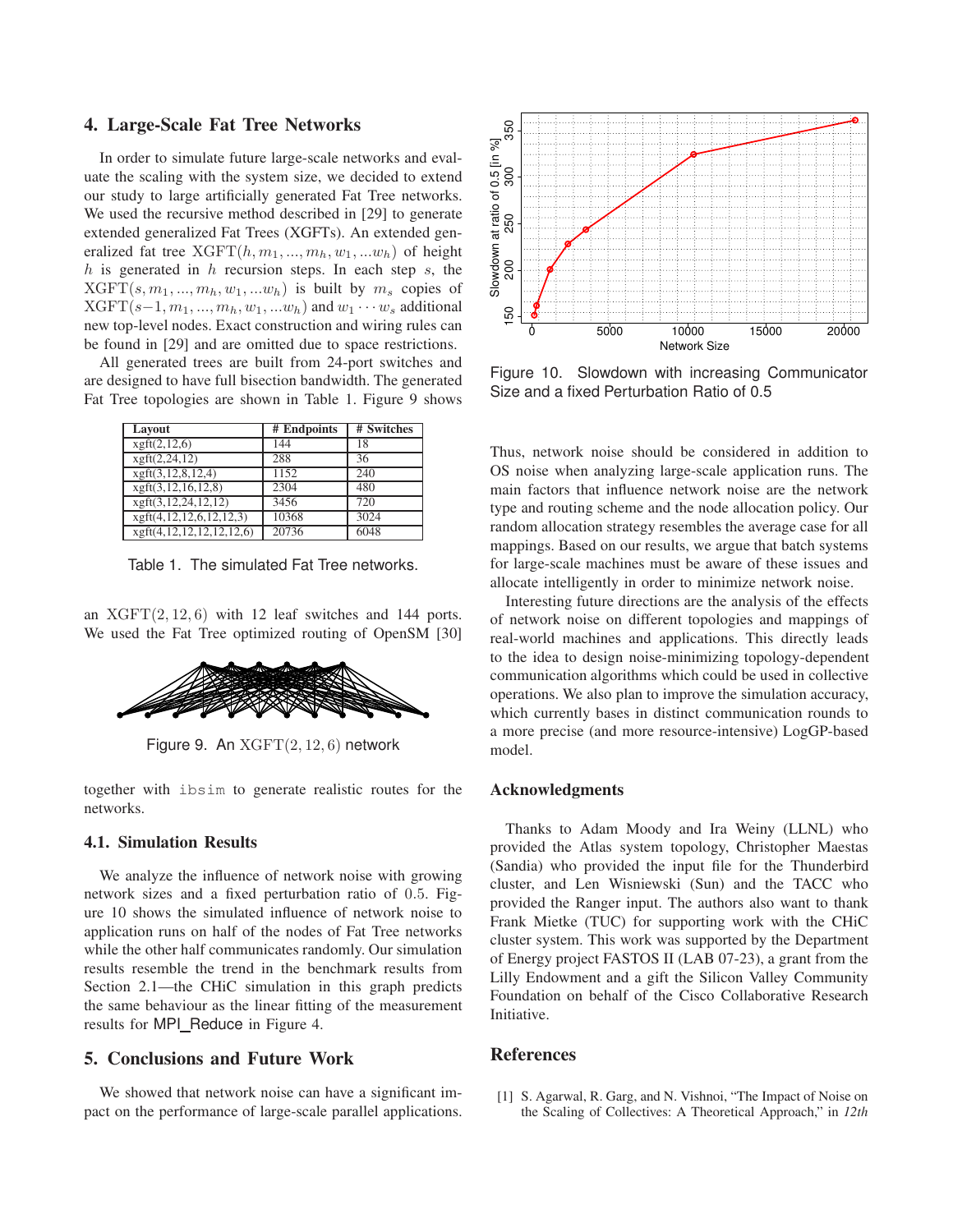## 4. Large-Scale Fat Tree Networks

In order to simulate future large-scale networks and evaluate the scaling with the system size, we decided to extend our study to large artificially generated Fat Tree networks. We used the recursive method described in [29] to generate extended generalized Fat Trees (XGFTs). An extended generalized fat tree $\mathrm{XGFT}(h, m_1, ..., m_h, w_1, ...w_h)$ of height $h$ is generated in $h$ recursion steps. In each step $s$, the $\mathrm{XGFT}(s, m_1, ..., m_h, w_1, ...w_h)$ is built by $m_s$ copies of $\mathrm{XGFT}(s-1, m_1, ..., m_h, w_1, ...w_h)$ and $w_1 \cdots w_s$ additional new top-level nodes. Exact construction and wiring rules can be found in [29] and are omitted due to space restrictions.

All generated trees are built from 24-port switches and are designed to have full bisection bandwidth. The generated Fat Tree topologies are shown in Table 1. Figure 9 shows an $\mathrm{XGFT}(2, 12, 6)$ with 12 leaf switches and 144 ports. We used the Fat Tree optimized routing of OpenSM [30] together with `ibsim` to generate realistic routes for the networks.

| Layout | # Endpoints | # Switches |
|---|---|---|
| xgft(2,12,6) | 144 | 18 |
| xgft(2,24,12) | 288 | 36 |
| xgft(3,12,8,12,4) | 1152 | 240 |
| xgft(3,12,16,12,8) | 2304 | 480 |
| xgft(3,12,24,12,12) | 3456 | 720 |
| xgft(4,12,12,6,12,12,3) | 10368 | 3024 |
| xgft(4,12,12,12,12,12,6) | 20736 | 6048 |

Table 1. The simulated Fat Tree networks.

Figure 9. An $\mathrm{XGFT}(2, 12, 6)$ network

### 4.1. Simulation Results

We analyze the influence of network noise with growing network sizes and a fixed perturbation ratio of $0.5$. Figure 10 shows the simulated influence of network noise to application runs on half of the nodes of Fat Tree networks while the other half communicates randomly. Our simulation results resemble the trend in the benchmark results from Section 2.1—the CHiC simulation in this graph predicts the same behaviour as the linear fitting of the measurement results for MPI_Reduce in Figure 4.

Figure 10. Slowdown with increasing Communicator Size and a fixed Perturbation Ratio of 0.5

## 5. Conclusions and Future Work

We showed that network noise can have a significant impact on the performance of large-scale parallel applications. Thus, network noise should be considered in addition to OS noise when analyzing large-scale application runs. The main factors that influence network noise are the network type and routing scheme and the node allocation policy. Our random allocation strategy resembles the average case for all mappings. Based on our results, we argue that batch systems for large-scale machines must be aware of these issues and allocate intelligently in order to minimize network noise.

Interesting future directions are the analysis of the effects of network noise on different topologies and mappings of real-world machines and applications. This directly leads to the idea to design noise-minimizing topology-dependent communication algorithms which could be used in collective operations. We also plan to improve the simulation accuracy, which currently bases in distinct communication rounds to a more precise (and more resource-intensive) LogGP-based model.

## Acknowledgments

Thanks to Adam Moody and Ira Weiny (LLNL) who provided the Atlas system topology, Christopher Maestas (Sandia) who provided the input file for the Thunderbird cluster, and Len Wisniewski (Sun) and the TACC who provided the Ranger input. The authors also want to thank Frank Mietke (TUC) for supporting work with the CHiC cluster system. This work was supported by the Department of Energy project FASTOS II (LAB 07-23), a grant from the Lilly Endowment and a gift the Silicon Valley Community Foundation on behalf of the Cisco Collaborative Research Initiative.

## References

[1] S. Agarwal, R. Garg, and N. Vishnoi, "The Impact of Noise on the Scaling of Collectives: A Theoretical Approach," in *12th*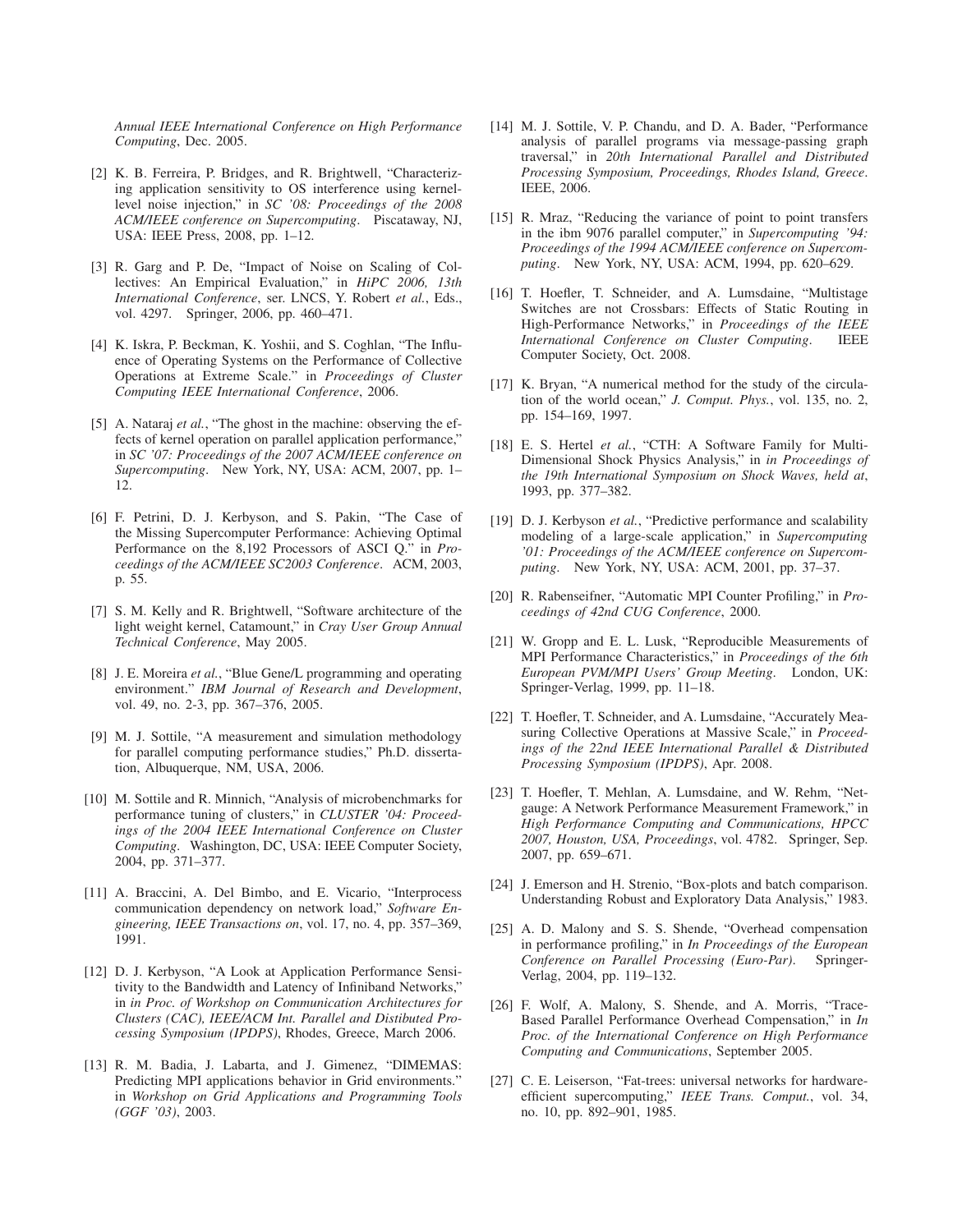*Annual IEEE International Conference on High Performance Computing*, Dec. 2005.

[2] K. B. Ferreira, P. Bridges, and R. Brightwell, "Characterizing application sensitivity to OS interference using kernel-level noise injection," in *SC '08: Proceedings of the 2008 ACM/IEEE conference on Supercomputing*. Piscataway, NJ, USA: IEEE Press, 2008, pp. 1–12.

[3] R. Garg and P. De, "Impact of Noise on Scaling of Collectives: An Empirical Evaluation," in *HiPC 2006, 13th International Conference*, ser. LNCS, Y. Robert *et al.*, Eds., vol. 4297. Springer, 2006, pp. 460–471.

[4] K. Iskra, P. Beckman, K. Yoshii, and S. Coghlan, "The Influence of Operating Systems on the Performance of Collective Operations at Extreme Scale." in *Proceedings of Cluster Computing IEEE International Conference*, 2006.

[5] A. Nataraj *et al.*, "The ghost in the machine: observing the effects of kernel operation on parallel application performance," in *SC '07: Proceedings of the 2007 ACM/IEEE conference on Supercomputing*. New York, NY, USA: ACM, 2007, pp. 1–12.

[6] F. Petrini, D. J. Kerbyson, and S. Pakin, "The Case of the Missing Supercomputer Performance: Achieving Optimal Performance on the 8,192 Processors of ASCI Q." in *Proceedings of the ACM/IEEE SC2003 Conference*. ACM, 2003, p. 55.

[7] S. M. Kelly and R. Brightwell, "Software architecture of the light weight kernel, Catamount," in *Cray User Group Annual Technical Conference*, May 2005.

[8] J. E. Moreira *et al.*, "Blue Gene/L programming and operating environment." *IBM Journal of Research and Development*, vol. 49, no. 2-3, pp. 367–376, 2005.

[9] M. J. Sottile, "A measurement and simulation methodology for parallel computing performance studies," Ph.D. dissertation, Albuquerque, NM, USA, 2006.

[10] M. Sottile and R. Minnich, "Analysis of microbenchmarks for performance tuning of clusters," in *CLUSTER '04: Proceedings of the 2004 IEEE International Conference on Cluster Computing*. Washington, DC, USA: IEEE Computer Society, 2004, pp. 371–377.

[11] A. Braccini, A. Del Bimbo, and E. Vicario, "Interprocess communication dependency on network load," *Software Engineering, IEEE Transactions on*, vol. 17, no. 4, pp. 357–369, 1991.

[12] D. J. Kerbyson, "A Look at Application Performance Sensitivity to the Bandwidth and Latency of Infiniband Networks," in *in Proc. of Workshop on Communication Architectures for Clusters (CAC), IEEE/ACM Int. Parallel and Distibuted Processing Symposium (IPDPS)*, Rhodes, Greece, March 2006.

[13] R. M. Badia, J. Labarta, and J. Gimenez, "DIMEMAS: Predicting MPI applications behavior in Grid environments." in *Workshop on Grid Applications and Programming Tools (GGF '03)*, 2003.

[14] M. J. Sottile, V. P. Chandu, and D. A. Bader, "Performance analysis of parallel programs via message-passing graph traversal," in *20th International Parallel and Distributed Processing Symposium, Proceedings, Rhodes Island, Greece*. IEEE, 2006.

[15] R. Mraz, "Reducing the variance of point to point transfers in the ibm 9076 parallel computer," in *Supercomputing '94: Proceedings of the 1994 ACM/IEEE conference on Supercomputing*. New York, NY, USA: ACM, 1994, pp. 620–629.

[16] T. Hoefler, T. Schneider, and A. Lumsdaine, "Multistage Switches are not Crossbars: Effects of Static Routing in High-Performance Networks," in *Proceedings of the IEEE International Conference on Cluster Computing*. IEEE Computer Society, Oct. 2008.

[17] K. Bryan, "A numerical method for the study of the circulation of the world ocean," *J. Comput. Phys.*, vol. 135, no. 2, pp. 154–169, 1997.

[18] E. S. Hertel *et al.*, "CTH: A Software Family for Multi-Dimensional Shock Physics Analysis," in *in Proceedings of the 19th International Symposium on Shock Waves, held at*, 1993, pp. 377–382.

[19] D. J. Kerbyson *et al.*, "Predictive performance and scalability modeling of a large-scale application," in *Supercomputing '01: Proceedings of the ACM/IEEE conference on Supercomputing*. New York, NY, USA: ACM, 2001, pp. 37–37.

[20] R. Rabenseifner, "Automatic MPI Counter Profiling," in *Proceedings of 42nd CUG Conference*, 2000.

[21] W. Gropp and E. L. Lusk, "Reproducible Measurements of MPI Performance Characteristics," in *Proceedings of the 6th European PVM/MPI Users' Group Meeting*. London, UK: Springer-Verlag, 1999, pp. 11–18.

[22] T. Hoefler, T. Schneider, and A. Lumsdaine, "Accurately Measuring Collective Operations at Massive Scale," in *Proceedings of the 22nd IEEE International Parallel & Distributed Processing Symposium (IPDPS)*, Apr. 2008.

[23] T. Hoefler, T. Mehlan, A. Lumsdaine, and W. Rehm, "Netgauge: A Network Performance Measurement Framework," in *High Performance Computing and Communications, HPCC 2007, Houston, USA, Proceedings*, vol. 4782. Springer, Sep. 2007, pp. 659–671.

[24] J. Emerson and H. Strenio, "Box-plots and batch comparison. Understanding Robust and Exploratory Data Analysis," 1983.

[25] A. D. Malony and S. S. Shende, "Overhead compensation in performance profiling," in *In Proceedings of the European Conference on Parallel Processing (Euro-Par)*. Springer-Verlag, 2004, pp. 119–132.

[26] F. Wolf, A. Malony, S. Shende, and A. Morris, "Trace-Based Parallel Performance Overhead Compensation," in *In Proc. of the International Conference on High Performance Computing and Communications*, September 2005.

[27] C. E. Leiserson, "Fat-trees: universal networks for hardware-efficient supercomputing," *IEEE Trans. Comput.*, vol. 34, no. 10, pp. 892–901, 1985.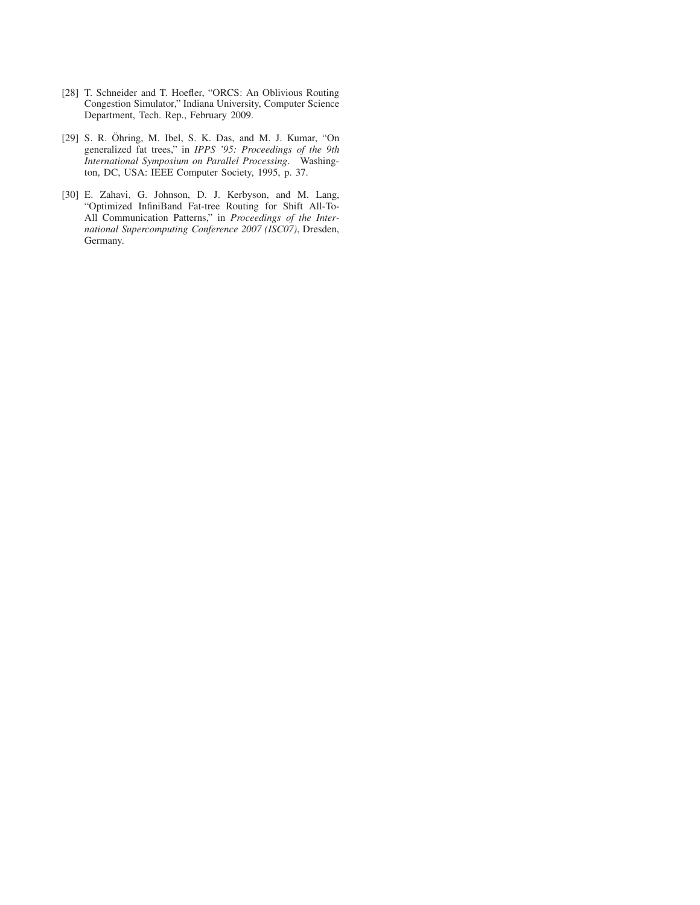[28] T. Schneider and T. Hoefler, "ORCS: An Oblivious Routing Congestion Simulator," Indiana University, Computer Science Department, Tech. Rep., February 2009.

[29] S. R. Öhring, M. Ibel, S. K. Das, and M. J. Kumar, "On generalized fat trees," in *IPPS '95: Proceedings of the 9th International Symposium on Parallel Processing*. Washington, DC, USA: IEEE Computer Society, 1995, p. 37.

[30] E. Zahavi, G. Johnson, D. J. Kerbyson, and M. Lang, "Optimized InfiniBand Fat-tree Routing for Shift All-To-All Communication Patterns," in *Proceedings of the International Supercomputing Conference 2007 (ISC07)*, Dresden, Germany.